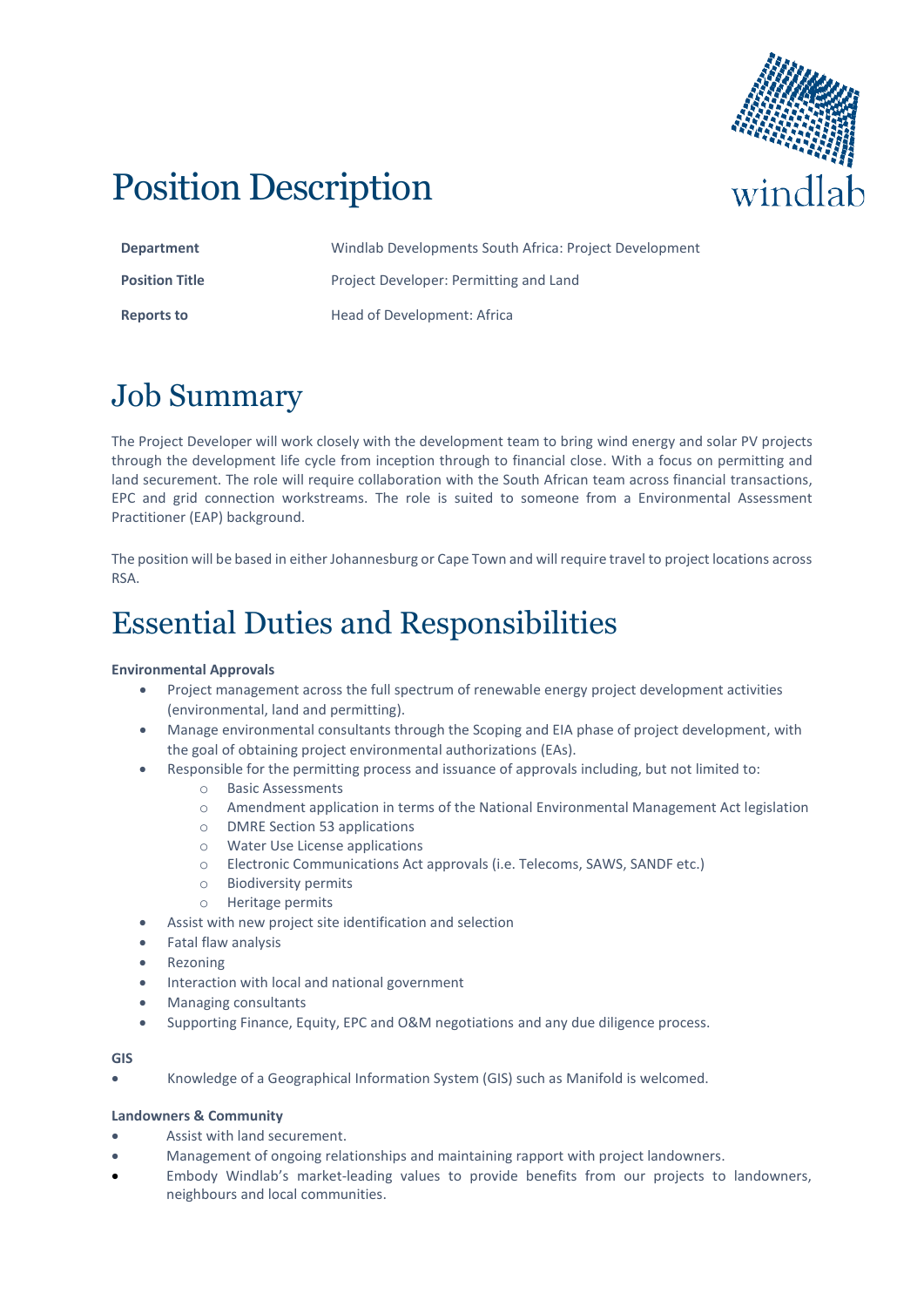# Position Description

| | |
|---|---|
| **Department** | Windlab Developments South Africa: Project Development |
| **Position Title** | Project Developer: Permitting and Land |
| **Reports to** | Head of Development: Africa |

# Job Summary

The Project Developer will work closely with the development team to bring wind energy and solar PV projects through the development life cycle from inception through to financial close. With a focus on permitting and land securement. The role will require collaboration with the South African team across financial transactions, EPC and grid connection workstreams. The role is suited to someone from a Environmental Assessment Practitioner (EAP) background.

The position will be based in either Johannesburg or Cape Town and will require travel to project locations across RSA.

# Essential Duties and Responsibilities

**Environmental Approvals**

- Project management across the full spectrum of renewable energy project development activities (environmental, land and permitting).
- Manage environmental consultants through the Scoping and EIA phase of project development, with the goal of obtaining project environmental authorizations (EAs).
- Responsible for the permitting process and issuance of approvals including, but not limited to:
  - Basic Assessments
  - Amendment application in terms of the National Environmental Management Act legislation
  - DMRE Section 53 applications
  - Water Use License applications
  - Electronic Communications Act approvals (i.e. Telecoms, SAWS, SANDF etc.)
  - Biodiversity permits
  - Heritage permits
- Assist with new project site identification and selection
- Fatal flaw analysis
- Rezoning
- Interaction with local and national government
- Managing consultants
- Supporting Finance, Equity, EPC and O&M negotiations and any due diligence process.

**GIS**

- Knowledge of a Geographical Information System (GIS) such as Manifold is welcomed.

**Landowners & Community**

- Assist with land securement.
- Management of ongoing relationships and maintaining rapport with project landowners.
- Embody Windlab's market-leading values to provide benefits from our projects to landowners, neighbours and local communities.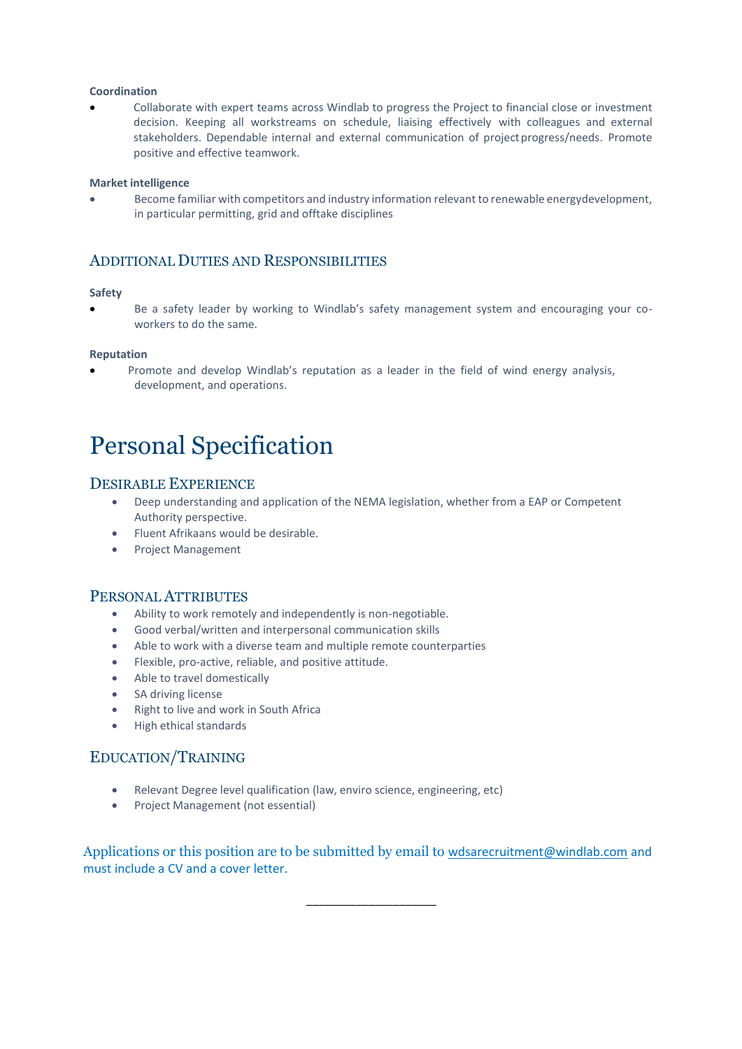**Coordination**

- Collaborate with expert teams across Windlab to progress the Project to financial close or investment decision. Keeping all workstreams on schedule, liaising effectively with colleagues and external stakeholders. Dependable internal and external communication of project progress/needs. Promote positive and effective teamwork.

**Market intelligence**

- Become familiar with competitors and industry information relevant to renewable energydevelopment, in particular permitting, grid and offtake disciplines

### Additional Duties and Responsibilities

**Safety**

- Be a safety leader by working to Windlab's safety management system and encouraging your co-workers to do the same.

**Reputation**

- Promote and develop Windlab's reputation as a leader in the field of wind energy analysis, development, and operations.

# Personal Specification

### Desirable Experience

- Deep understanding and application of the NEMA legislation, whether from a EAP or Competent Authority perspective.
- Fluent Afrikaans would be desirable.
- Project Management

### Personal Attributes

- Ability to work remotely and independently is non-negotiable.
- Good verbal/written and interpersonal communication skills
- Able to work with a diverse team and multiple remote counterparties
- Flexible, pro-active, reliable, and positive attitude.
- Able to travel domestically
- SA driving license
- Right to live and work in South Africa
- High ethical standards

### Education/Training

- Relevant Degree level qualification (law, enviro science, engineering, etc)
- Project Management (not essential)

Applications or this position are to be submitted by email to wdsarecruitment@windlab.com and must include a CV and a cover letter.

\_\_\_\_\_\_\_\_\_\_\_\_\_\_\_\_\_\_\_\_